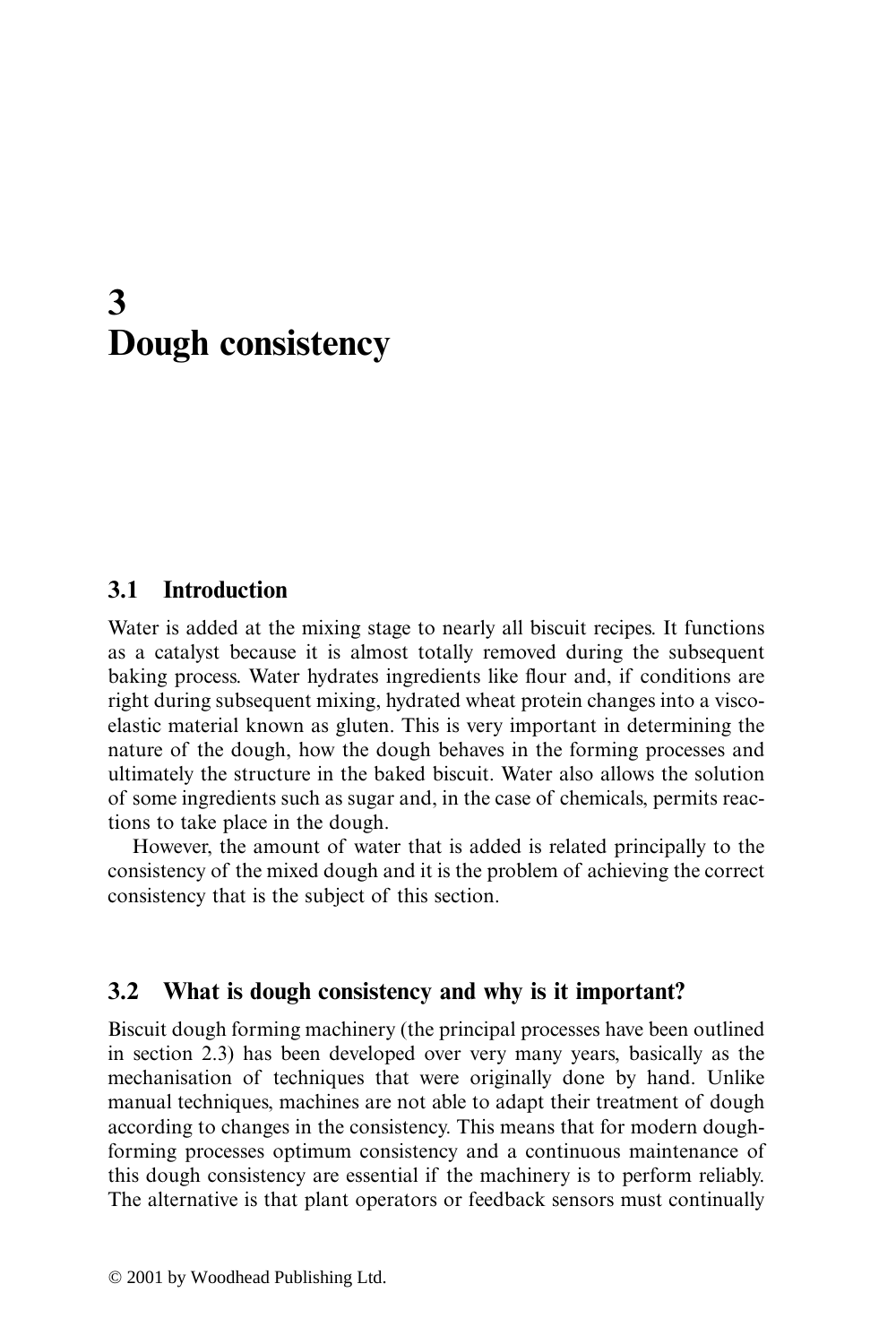# 3 Dough consistency

## 3.1 Introduction

Water is added at the mixing stage to nearly all biscuit recipes. It functions as a catalyst because it is almost totally removed during the subsequent baking process. Water hydrates ingredients like flour and, if conditions are right during subsequent mixing, hydrated wheat protein changes into a visco-elastic material known as gluten. This is very important in determining the nature of the dough, how the dough behaves in the forming processes and ultimately the structure in the baked biscuit. Water also allows the solution of some ingredients such as sugar and, in the case of chemicals, permits reactions to take place in the dough.

However, the amount of water that is added is related principally to the consistency of the mixed dough and it is the problem of achieving the correct consistency that is the subject of this section.

## 3.2 What is dough consistency and why is it important?

Biscuit dough forming machinery (the principal processes have been outlined in section 2.3) has been developed over very many years, basically as the mechanisation of techniques that were originally done by hand. Unlike manual techniques, machines are not able to adapt their treatment of dough according to changes in the consistency. This means that for modern dough-forming processes optimum consistency and a continuous maintenance of this dough consistency are essential if the machinery is to perform reliably. The alternative is that plant operators or feedback sensors must continually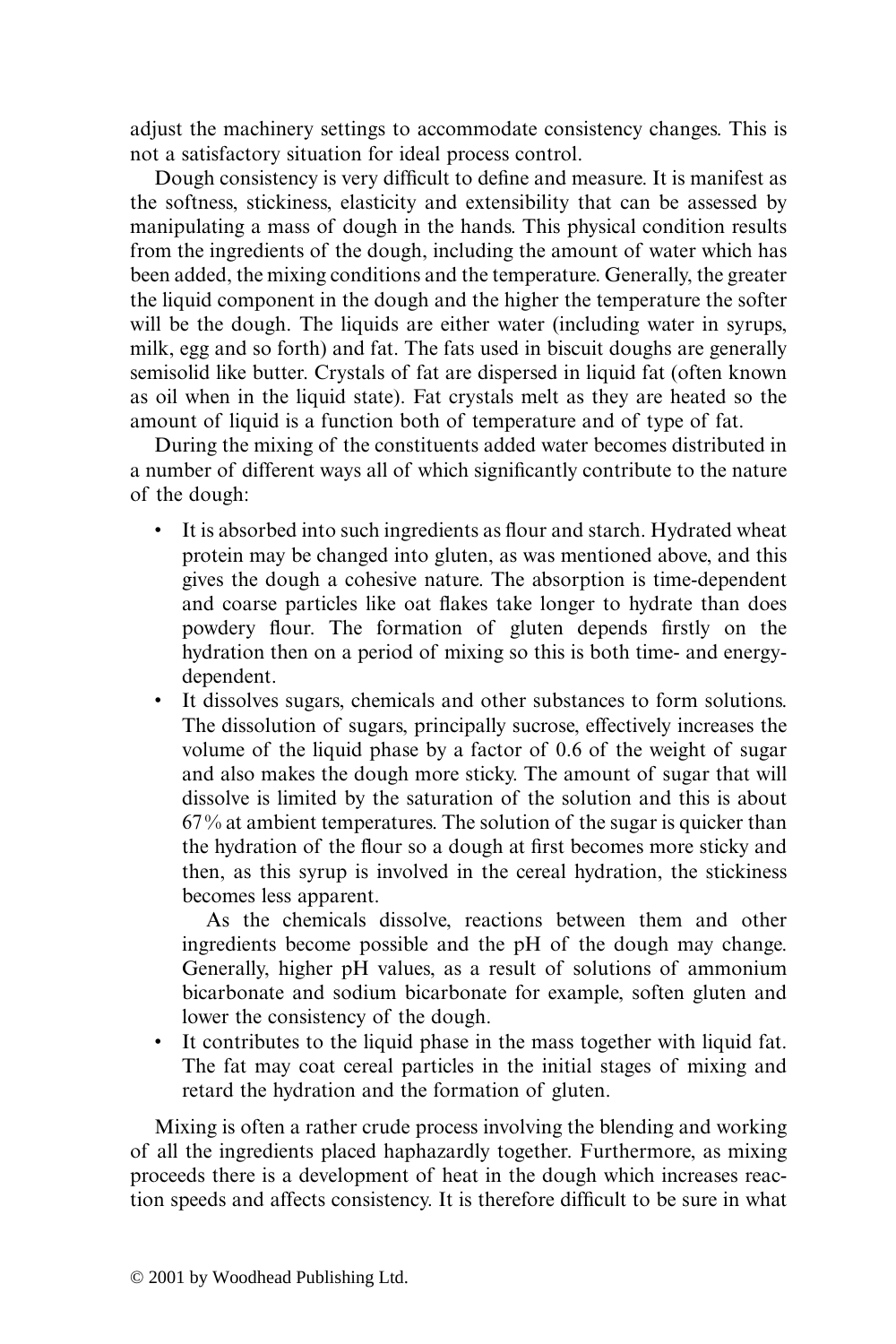adjust the machinery settings to accommodate consistency changes. This is not a satisfactory situation for ideal process control.

Dough consistency is very difficult to define and measure. It is manifest as the softness, stickiness, elasticity and extensibility that can be assessed by manipulating a mass of dough in the hands. This physical condition results from the ingredients of the dough, including the amount of water which has been added, the mixing conditions and the temperature. Generally, the greater the liquid component in the dough and the higher the temperature the softer will be the dough. The liquids are either water (including water in syrups, milk, egg and so forth) and fat. The fats used in biscuit doughs are generally semisolid like butter. Crystals of fat are dispersed in liquid fat (often known as oil when in the liquid state). Fat crystals melt as they are heated so the amount of liquid is a function both of temperature and of type of fat.

During the mixing of the constituents added water becomes distributed in a number of different ways all of which significantly contribute to the nature of the dough:

- It is absorbed into such ingredients as flour and starch. Hydrated wheat protein may be changed into gluten, as was mentioned above, and this gives the dough a cohesive nature. The absorption is time-dependent and coarse particles like oat flakes take longer to hydrate than does powdery flour. The formation of gluten depends firstly on the hydration then on a period of mixing so this is both time- and energy-dependent.
- It dissolves sugars, chemicals and other substances to form solutions. The dissolution of sugars, principally sucrose, effectively increases the volume of the liquid phase by a factor of 0.6 of the weight of sugar and also makes the dough more sticky. The amount of sugar that will dissolve is limited by the saturation of the solution and this is about 67% at ambient temperatures. The solution of the sugar is quicker than the hydration of the flour so a dough at first becomes more sticky and then, as this syrup is involved in the cereal hydration, the stickiness becomes less apparent.

  As the chemicals dissolve, reactions between them and other ingredients become possible and the pH of the dough may change. Generally, higher pH values, as a result of solutions of ammonium bicarbonate and sodium bicarbonate for example, soften gluten and lower the consistency of the dough.
- It contributes to the liquid phase in the mass together with liquid fat. The fat may coat cereal particles in the initial stages of mixing and retard the hydration and the formation of gluten.

Mixing is often a rather crude process involving the blending and working of all the ingredients placed haphazardly together. Furthermore, as mixing proceeds there is a development of heat in the dough which increases reaction speeds and affects consistency. It is therefore difficult to be sure in what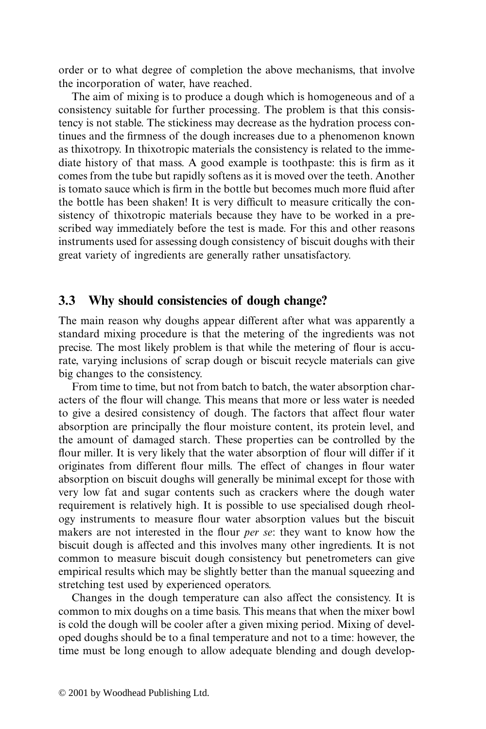order or to what degree of completion the above mechanisms, that involve the incorporation of water, have reached.

The aim of mixing is to produce a dough which is homogeneous and of a consistency suitable for further processing. The problem is that this consistency is not stable. The stickiness may decrease as the hydration process continues and the firmness of the dough increases due to a phenomenon known as thixotropy. In thixotropic materials the consistency is related to the immediate history of that mass. A good example is toothpaste: this is firm as it comes from the tube but rapidly softens as it is moved over the teeth. Another is tomato sauce which is firm in the bottle but becomes much more fluid after the bottle has been shaken! It is very difficult to measure critically the consistency of thixotropic materials because they have to be worked in a prescribed way immediately before the test is made. For this and other reasons instruments used for assessing dough consistency of biscuit doughs with their great variety of ingredients are generally rather unsatisfactory.

## 3.3 Why should consistencies of dough change?

The main reason why doughs appear different after what was apparently a standard mixing procedure is that the metering of the ingredients was not precise. The most likely problem is that while the metering of flour is accurate, varying inclusions of scrap dough or biscuit recycle materials can give big changes to the consistency.

From time to time, but not from batch to batch, the water absorption characters of the flour will change. This means that more or less water is needed to give a desired consistency of dough. The factors that affect flour water absorption are principally the flour moisture content, its protein level, and the amount of damaged starch. These properties can be controlled by the flour miller. It is very likely that the water absorption of flour will differ if it originates from different flour mills. The effect of changes in flour water absorption on biscuit doughs will generally be minimal except for those with very low fat and sugar contents such as crackers where the dough water requirement is relatively high. It is possible to use specialised dough rheology instruments to measure flour water absorption values but the biscuit makers are not interested in the flour *per se*: they want to know how the biscuit dough is affected and this involves many other ingredients. It is not common to measure biscuit dough consistency but penetrometers can give empirical results which may be slightly better than the manual squeezing and stretching test used by experienced operators.

Changes in the dough temperature can also affect the consistency. It is common to mix doughs on a time basis. This means that when the mixer bowl is cold the dough will be cooler after a given mixing period. Mixing of developed doughs should be to a final temperature and not to a time: however, the time must be long enough to allow adequate blending and dough develop-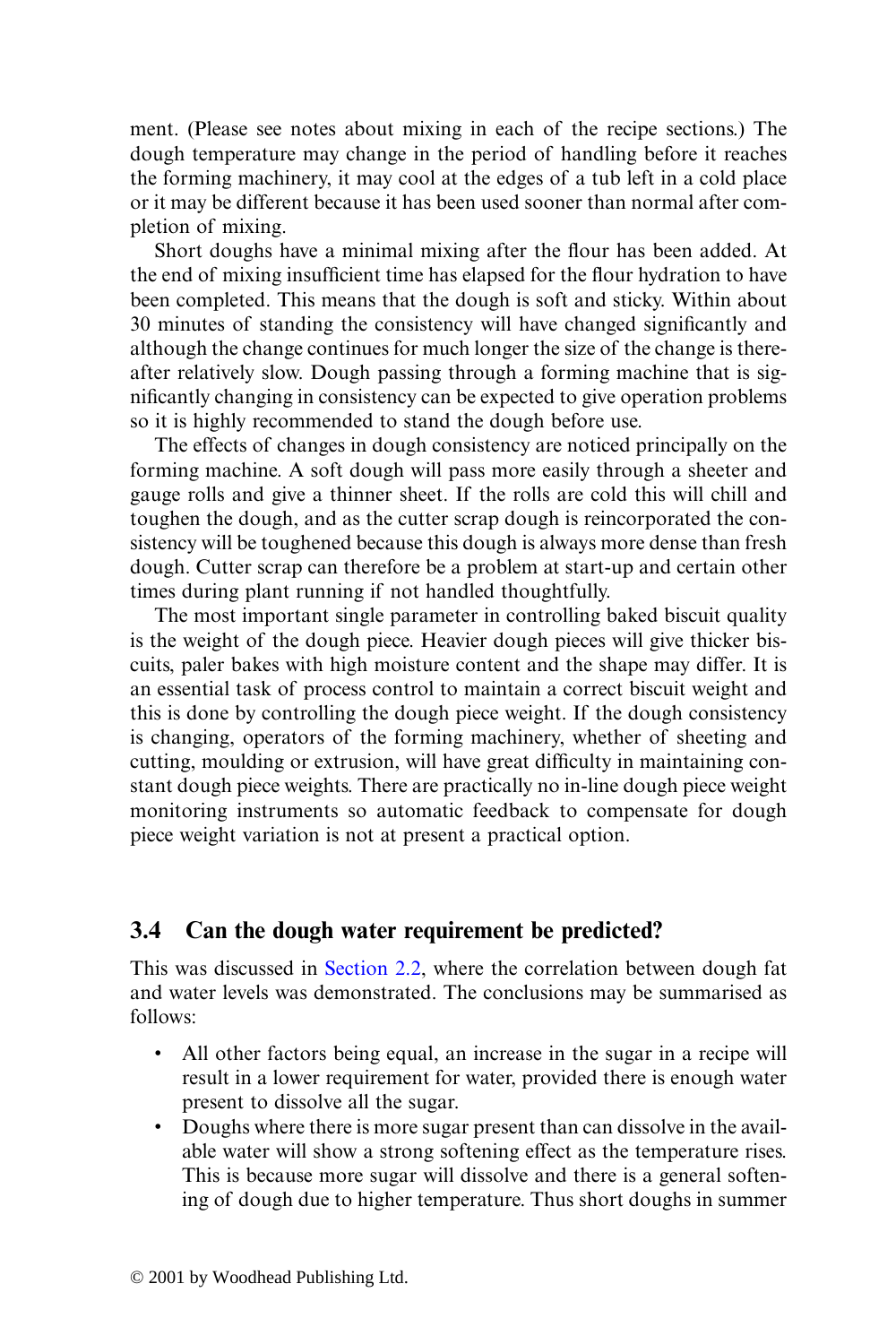ment. (Please see notes about mixing in each of the recipe sections.) The dough temperature may change in the period of handling before it reaches the forming machinery, it may cool at the edges of a tub left in a cold place or it may be different because it has been used sooner than normal after completion of mixing.

Short doughs have a minimal mixing after the flour has been added. At the end of mixing insufficient time has elapsed for the flour hydration to have been completed. This means that the dough is soft and sticky. Within about 30 minutes of standing the consistency will have changed significantly and although the change continues for much longer the size of the change is thereafter relatively slow. Dough passing through a forming machine that is significantly changing in consistency can be expected to give operation problems so it is highly recommended to stand the dough before use.

The effects of changes in dough consistency are noticed principally on the forming machine. A soft dough will pass more easily through a sheeter and gauge rolls and give a thinner sheet. If the rolls are cold this will chill and toughen the dough, and as the cutter scrap dough is reincorporated the consistency will be toughened because this dough is always more dense than fresh dough. Cutter scrap can therefore be a problem at start-up and certain other times during plant running if not handled thoughtfully.

The most important single parameter in controlling baked biscuit quality is the weight of the dough piece. Heavier dough pieces will give thicker biscuits, paler bakes with high moisture content and the shape may differ. It is an essential task of process control to maintain a correct biscuit weight and this is done by controlling the dough piece weight. If the dough consistency is changing, operators of the forming machinery, whether of sheeting and cutting, moulding or extrusion, will have great difficulty in maintaining constant dough piece weights. There are practically no in-line dough piece weight monitoring instruments so automatic feedback to compensate for dough piece weight variation is not at present a practical option.

## 3.4 Can the dough water requirement be predicted?

This was discussed in Section 2.2, where the correlation between dough fat and water levels was demonstrated. The conclusions may be summarised as follows:

- All other factors being equal, an increase in the sugar in a recipe will result in a lower requirement for water, provided there is enough water present to dissolve all the sugar.
- Doughs where there is more sugar present than can dissolve in the available water will show a strong softening effect as the temperature rises. This is because more sugar will dissolve and there is a general softening of dough due to higher temperature. Thus short doughs in summer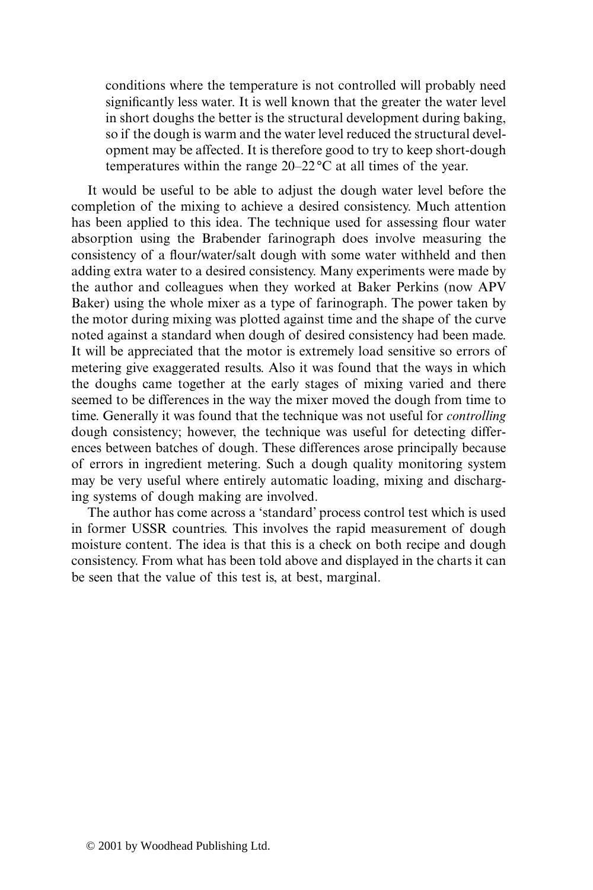conditions where the temperature is not controlled will probably need significantly less water. It is well known that the greater the water level in short doughs the better is the structural development during baking, so if the dough is warm and the water level reduced the structural development may be affected. It is therefore good to try to keep short-dough temperatures within the range 20–22 °C at all times of the year.

It would be useful to be able to adjust the dough water level before the completion of the mixing to achieve a desired consistency. Much attention has been applied to this idea. The technique used for assessing flour water absorption using the Brabender farinograph does involve measuring the consistency of a flour/water/salt dough with some water withheld and then adding extra water to a desired consistency. Many experiments were made by the author and colleagues when they worked at Baker Perkins (now APV Baker) using the whole mixer as a type of farinograph. The power taken by the motor during mixing was plotted against time and the shape of the curve noted against a standard when dough of desired consistency had been made. It will be appreciated that the motor is extremely load sensitive so errors of metering give exaggerated results. Also it was found that the ways in which the doughs came together at the early stages of mixing varied and there seemed to be differences in the way the mixer moved the dough from time to time. Generally it was found that the technique was not useful for *controlling* dough consistency; however, the technique was useful for detecting differences between batches of dough. These differences arose principally because of errors in ingredient metering. Such a dough quality monitoring system may be very useful where entirely automatic loading, mixing and discharging systems of dough making are involved.

The author has come across a 'standard' process control test which is used in former USSR countries. This involves the rapid measurement of dough moisture content. The idea is that this is a check on both recipe and dough consistency. From what has been told above and displayed in the charts it can be seen that the value of this test is, at best, marginal.

© 2001 by Woodhead Publishing Ltd.